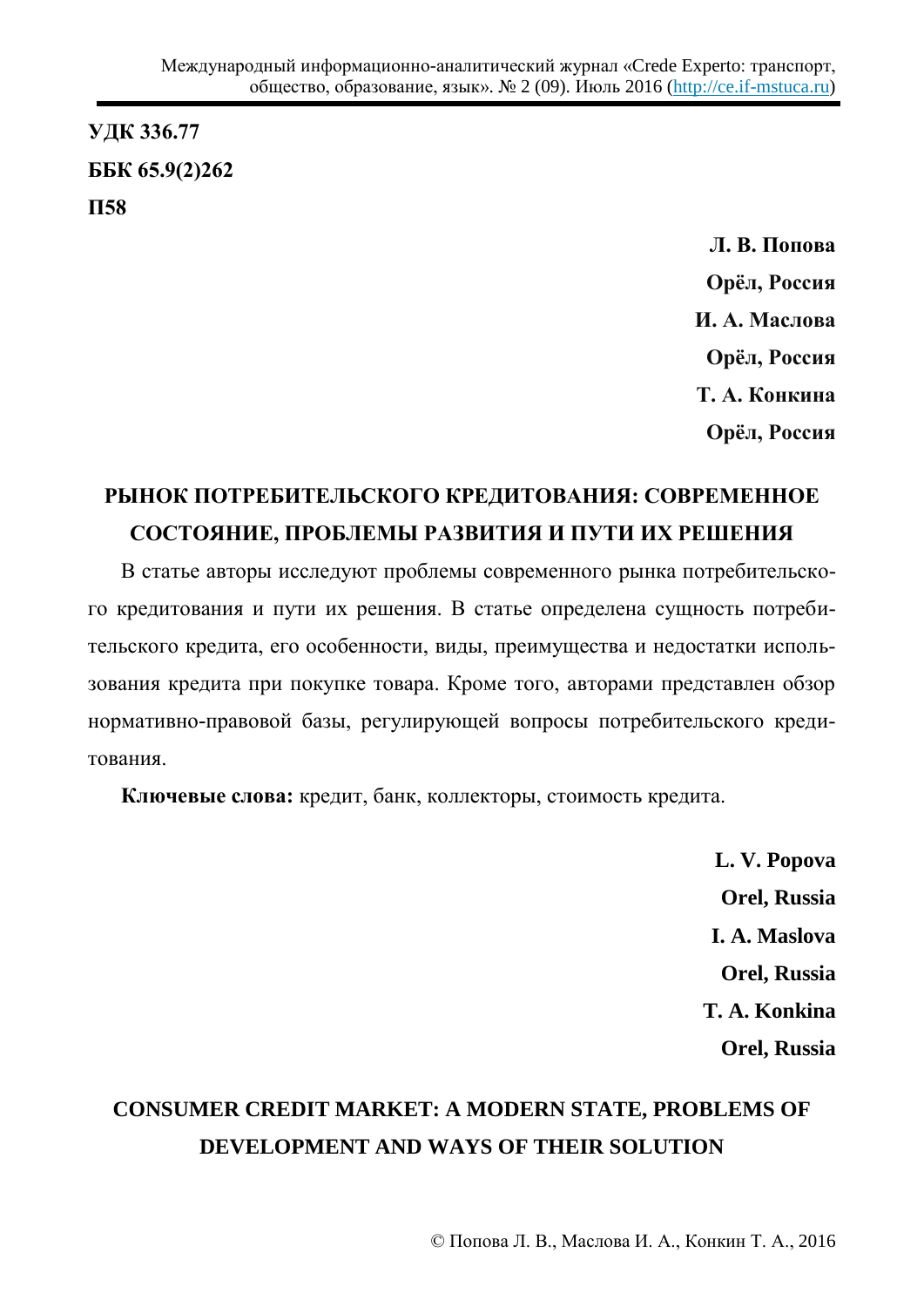**УДК 336.77**

**ББК 65.9(2)262**

**П58**

**Л. В. Попова**

**Орёл, Россия**

**И. А. Маслова**

**Орёл, Россия**

**Т. А. Конкина**

**Орёл, Россия**

# РЫНОК ПОТРЕБИТЕЛЬСКОГО КРЕДИТОВАНИЯ: СОВРЕМЕННОЕ СОСТОЯНИЕ, ПРОБЛЕМЫ РАЗВИТИЯ И ПУТИ ИХ РЕШЕНИЯ

В статье авторы исследуют проблемы современного рынка потребительского кредитования и пути их решения. В статье определена сущность потребительского кредита, его особенности, виды, преимущества и недостатки использования кредита при покупке товара. Кроме того, авторами представлен обзор нормативно-правовой базы, регулирующей вопросы потребительского кредитования.

**Ключевые слова:** кредит, банк, коллекторы, стоимость кредита.

**L. V. Popova**

**Orel, Russia**

**I. A. Maslova**

**Orel, Russia**

**T. A. Konkina**

**Orel, Russia**

# CONSUMER CREDIT MARKET: A MODERN STATE, PROBLEMS OF DEVELOPMENT AND WAYS OF THEIR SOLUTION

© Попова Л. В., Маслова И. А., Конкин Т. А., 2016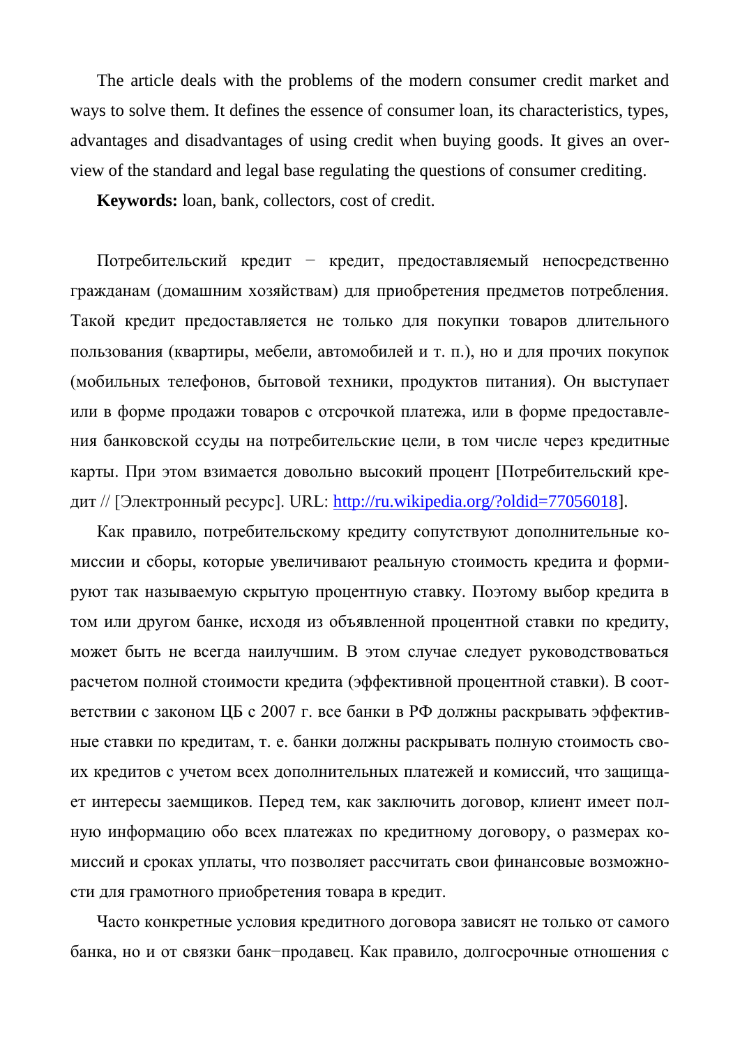The article deals with the problems of the modern consumer credit market and ways to solve them. It defines the essence of consumer loan, its characteristics, types, advantages and disadvantages of using credit when buying goods. It gives an overview of the standard and legal base regulating the questions of consumer crediting.

**Keywords:** loan, bank, collectors, cost of credit.

Потребительский кредит − кредит, предоставляемый непосредственно гражданам (домашним хозяйствам) для приобретения предметов потребления. Такой кредит предоставляется не только для покупки товаров длительного пользования (квартиры, мебели, автомобилей и т. п.), но и для прочих покупок (мобильных телефонов, бытовой техники, продуктов питания). Он выступает или в форме продажи товаров с отсрочкой платежа, или в форме предоставления банковской ссуды на потребительские цели, в том числе через кредитные карты. При этом взимается довольно высокий процент [Потребительский кредит // [Электронный ресурс]. URL: http://ru.wikipedia.org/?oldid=77056018].

Как правило, потребительскому кредиту сопутствуют дополнительные комиссии и сборы, которые увеличивают реальную стоимость кредита и формируют так называемую скрытую процентную ставку. Поэтому выбор кредита в том или другом банке, исходя из объявленной процентной ставки по кредиту, может быть не всегда наилучшим. В этом случае следует руководствоваться расчетом полной стоимости кредита (эффективной процентной ставки). В соответствии с законом ЦБ с 2007 г. все банки в РФ должны раскрывать эффективные ставки по кредитам, т. е. банки должны раскрывать полную стоимость своих кредитов с учетом всех дополнительных платежей и комиссий, что защищает интересы заемщиков. Перед тем, как заключить договор, клиент имеет полную информацию обо всех платежах по кредитному договору, о размерах комиссий и сроках уплаты, что позволяет рассчитать свои финансовые возможности для грамотного приобретения товара в кредит.

Часто конкретные условия кредитного договора зависят не только от самого банка, но и от связки банк−продавец. Как правило, долгосрочные отношения с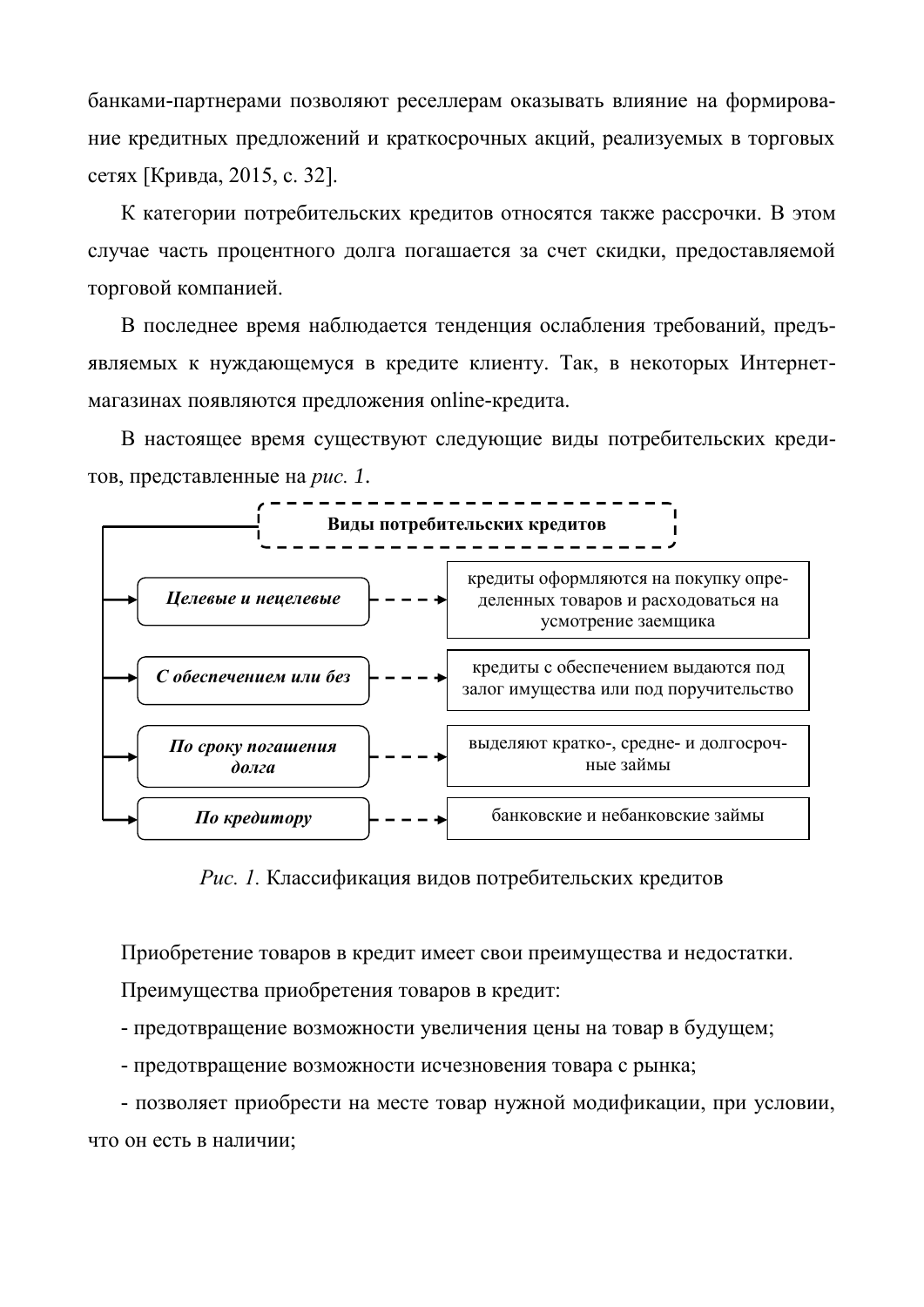банками-партнерами позволяют реселлерам оказывать влияние на формирование кредитных предложений и краткосрочных акций, реализуемых в торговых сетях [Кривда, 2015, с. 32].

К категории потребительских кредитов относятся также рассрочки. В этом случае часть процентного долга погашается за счет скидки, предоставляемой торговой компанией.

В последнее время наблюдается тенденция ослабления требований, предъявляемых к нуждающемуся в кредите клиенту. Так, в некоторых Интернет-магазинах появляются предложения online-кредита.

В настоящее время существуют следующие виды потребительских кредитов, представленные на *рис. 1*.

**Виды потребительских кредитов**

| Вид | Описание |
|---|---|
| ***Целевые и нецелевые*** | кредиты оформляются на покупку определенных товаров и расходоваться на усмотрение заемщика |
| ***С обеспечением или без*** | кредиты с обеспечением выдаются под залог имущества или под поручительство |
| ***По сроку погашения долга*** | выделяют кратко-, средне- и долгосрочные займы |
| ***По кредитору*** | банковские и небанковские займы |

*Рис. 1.* Классификация видов потребительских кредитов

Приобретение товаров в кредит имеет свои преимущества и недостатки.

Преимущества приобретения товаров в кредит:

- предотвращение возможности увеличения цены на товар в будущем;
- предотвращение возможности исчезновения товара с рынка;
- позволяет приобрести на месте товар нужной модификации, при условии, что он есть в наличии;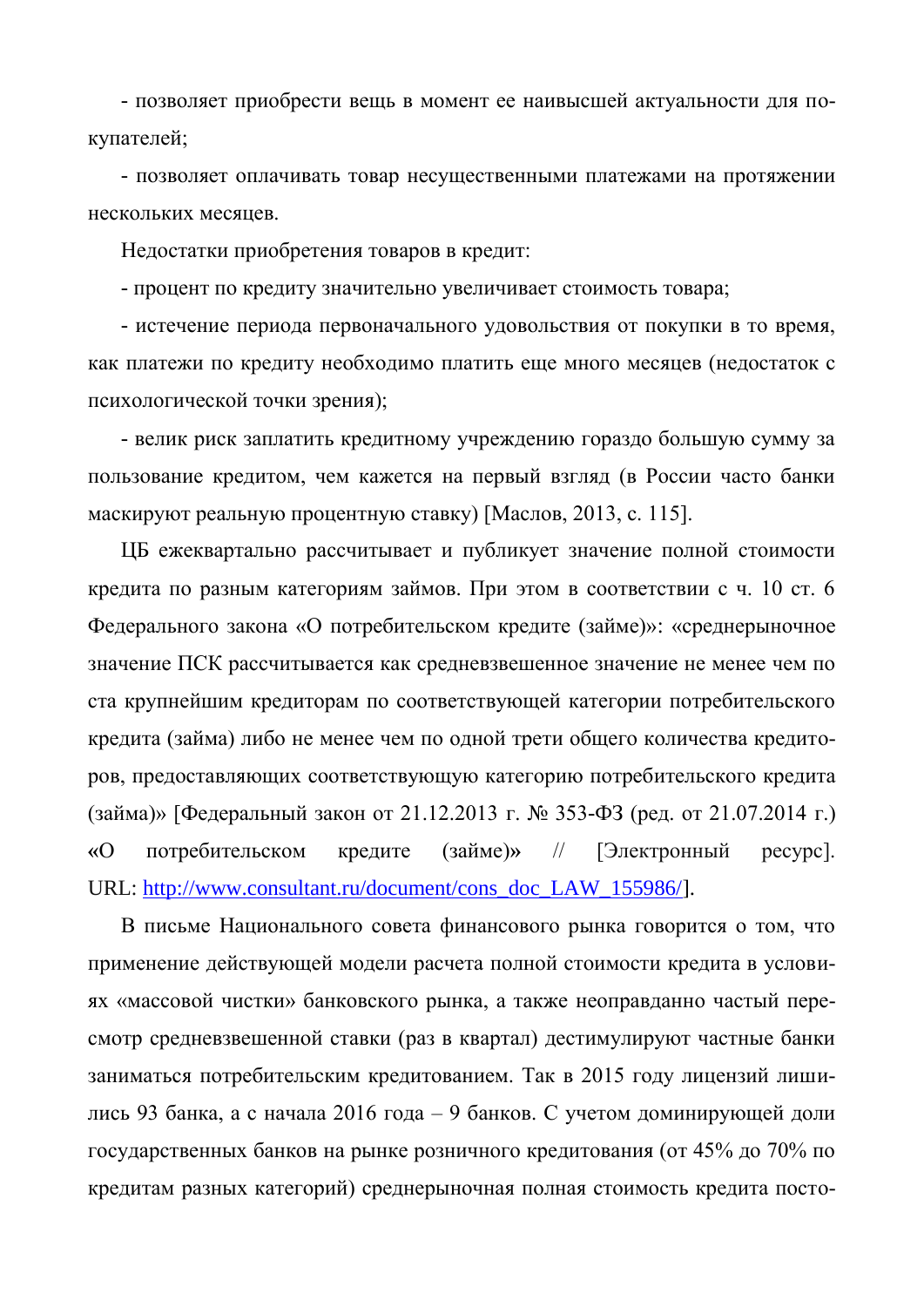- позволяет приобрести вещь в момент ее наивысшей актуальности для покупателей;

- позволяет оплачивать товар несущественными платежами на протяжении нескольких месяцев.

Недостатки приобретения товаров в кредит:

- процент по кредиту значительно увеличивает стоимость товара;

- истечение периода первоначального удовольствия от покупки в то время, как платежи по кредиту необходимо платить еще много месяцев (недостаток с психологической точки зрения);

- велик риск заплатить кредитному учреждению гораздо большую сумму за пользование кредитом, чем кажется на первый взгляд (в России часто банки маскируют реальную процентную ставку) [Маслов, 2013, с. 115].

ЦБ ежеквартально рассчитывает и публикует значение полной стоимости кредита по разным категориям займов. При этом в соответствии с ч. 10 ст. 6 Федерального закона «О потребительском кредите (займе)»: «среднерыночное значение ПСК рассчитывается как средневзвешенное значение не менее чем по ста крупнейшим кредиторам по соответствующей категории потребительского кредита (займа) либо не менее чем по одной трети общего количества кредиторов, предоставляющих соответствующую категорию потребительского кредита (займа)» [Федеральный закон от 21.12.2013 г. № 353-ФЗ (ред. от 21.07.2014 г.) «О потребительском кредите (займе)» // [Электронный ресурс]. URL: http://www.consultant.ru/document/cons_doc_LAW_155986/].

В письме Национального совета финансового рынка говорится о том, что применение действующей модели расчета полной стоимости кредита в условиях «массовой чистки» банковского рынка, а также неоправданно частый пересмотр средневзвешенной ставки (раз в квартал) дестимулируют частные банки заниматься потребительским кредитованием. Так в 2015 году лицензий лишились 93 банка, а с начала 2016 года – 9 банков. С учетом доминирующей доли государственных банков на рынке розничного кредитования (от 45% до 70% по кредитам разных категорий) среднерыночная полная стоимость кредита посто-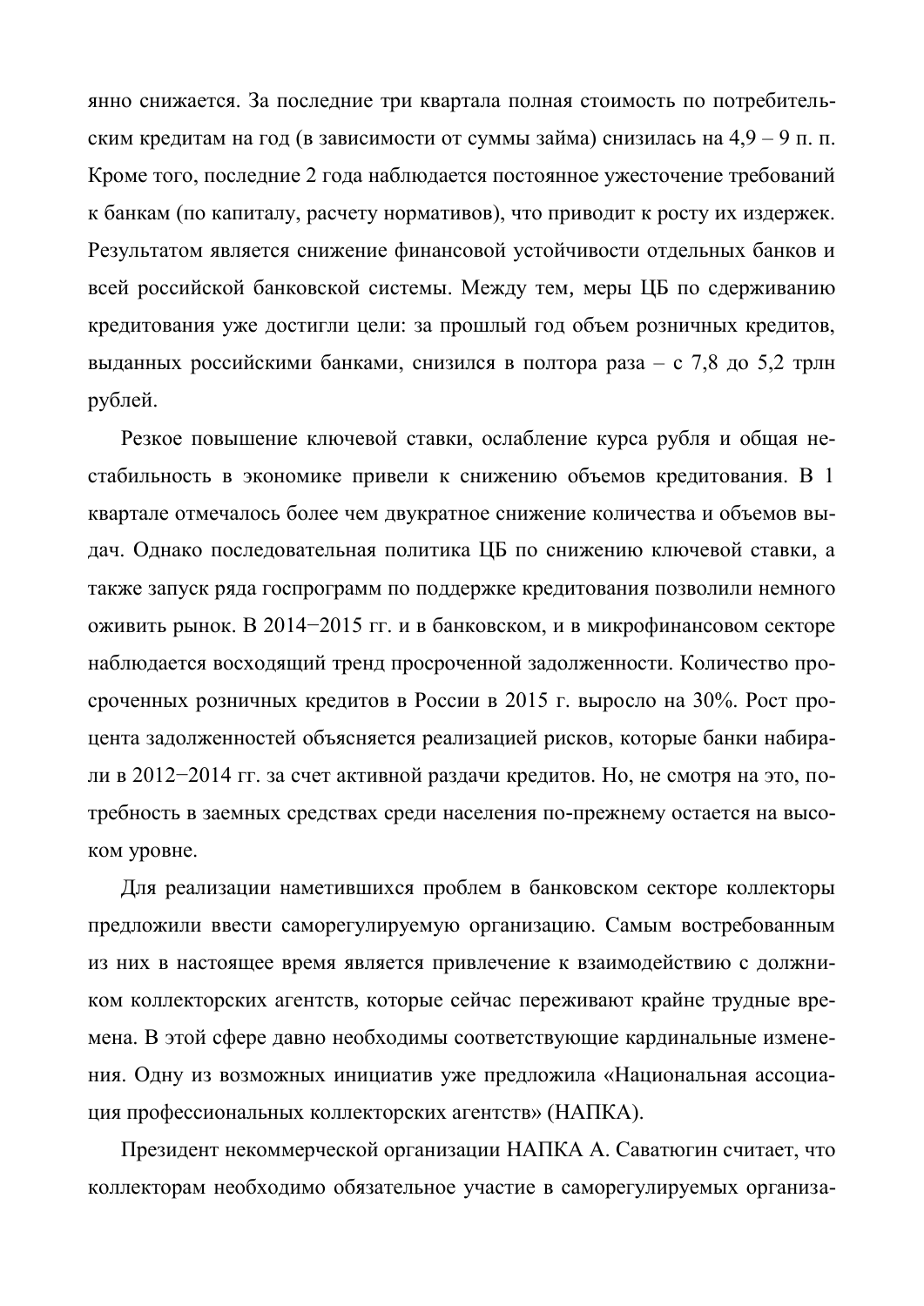янно снижается. За последние три квартала полная стоимость по потребительским кредитам на год (в зависимости от суммы займа) снизилась на 4,9 – 9 п. п. Кроме того, последние 2 года наблюдается постоянное ужесточение требований к банкам (по капиталу, расчету нормативов), что приводит к росту их издержек. Результатом является снижение финансовой устойчивости отдельных банков и всей российской банковской системы. Между тем, меры ЦБ по сдерживанию кредитования уже достигли цели: за прошлый год объем розничных кредитов, выданных российскими банками, снизился в полтора раза – с 7,8 до 5,2 трлн рублей.

Резкое повышение ключевой ставки, ослабление курса рубля и общая нестабильность в экономике привели к снижению объемов кредитования. В 1 квартале отмечалось более чем двукратное снижение количества и объемов выдач. Однако последовательная политика ЦБ по снижению ключевой ставки, а также запуск ряда госпрограмм по поддержке кредитования позволили немного оживить рынок. В 2014−2015 гг. и в банковском, и в микрофинансовом секторе наблюдается восходящий тренд просроченной задолженности. Количество просроченных розничных кредитов в России в 2015 г. выросло на 30%. Рост процента задолженностей объясняется реализацией рисков, которые банки набирали в 2012−2014 гг. за счет активной раздачи кредитов. Но, не смотря на это, потребность в заемных средствах среди населения по-прежнему остается на высоком уровне.

Для реализации наметившихся проблем в банковском секторе коллекторы предложили ввести саморегулируемую организацию. Самым востребованным из них в настоящее время является привлечение к взаимодействию с должником коллекторских агентств, которые сейчас переживают крайне трудные времена. В этой сфере давно необходимы соответствующие кардинальные изменения. Одну из возможных инициатив уже предложила «Национальная ассоциация профессиональных коллекторских агентств» (НАПКА).

Президент некоммерческой организации НАПКА А. Саватюгин считает, что коллекторам необходимо обязательное участие в саморегулируемых организа-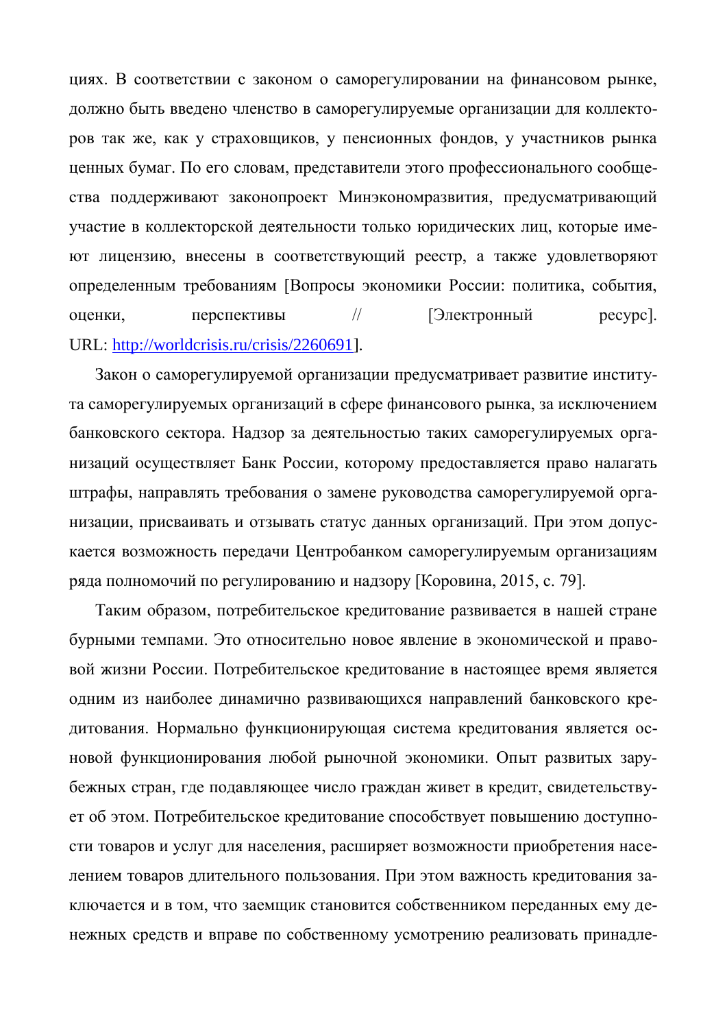циях. В соответствии с законом о саморегулировании на финансовом рынке, должно быть введено членство в саморегулируемые организации для коллекторов так же, как у страховщиков, у пенсионных фондов, у участников рынка ценных бумаг. По его словам, представители этого профессионального сообщества поддерживают законопроект Минэкономразвития, предусматривающий участие в коллекторской деятельности только юридических лиц, которые имеют лицензию, внесены в соответствующий реестр, а также удовлетворяют определенным требованиям [Вопросы экономики России: политика, события, оценки, перспективы // [Электронный ресурс]. URL: http://worldcrisis.ru/crisis/2260691].

Закон о саморегулируемой организации предусматривает развитие института саморегулируемых организаций в сфере финансового рынка, за исключением банковского сектора. Надзор за деятельностью таких саморегулируемых организаций осуществляет Банк России, которому предоставляется право налагать штрафы, направлять требования о замене руководства саморегулируемой организации, присваивать и отзывать статус данных организаций. При этом допускается возможность передачи Центробанком саморегулируемым организациям ряда полномочий по регулированию и надзору [Коровина, 2015, с. 79].

Таким образом, потребительское кредитование развивается в нашей стране бурными темпами. Это относительно новое явление в экономической и правовой жизни России. Потребительское кредитование в настоящее время является одним из наиболее динамично развивающихся направлений банковского кредитования. Нормально функционирующая система кредитования является основой функционирования любой рыночной экономики. Опыт развитых зарубежных стран, где подавляющее число граждан живет в кредит, свидетельствует об этом. Потребительское кредитование способствует повышению доступности товаров и услуг для населения, расширяет возможности приобретения населением товаров длительного пользования. При этом важность кредитования заключается и в том, что заемщик становится собственником переданных ему денежных средств и вправе по собственному усмотрению реализовать принадле-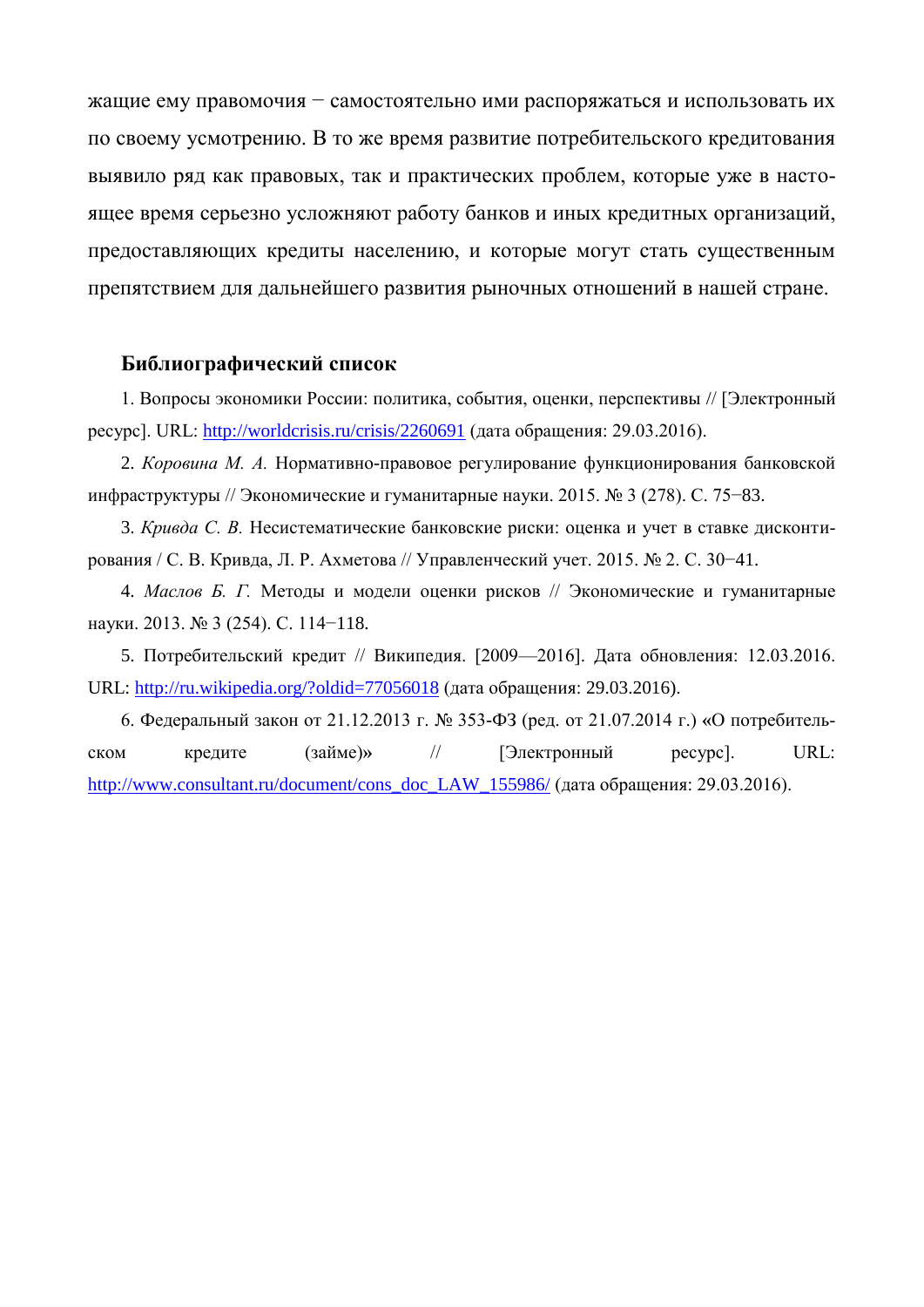жащие ему правомочия − самостоятельно ими распоряжаться и использовать их по своему усмотрению. В то же время развитие потребительского кредитования выявило ряд как правовых, так и практических проблем, которые уже в настоящее время серьезно усложняют работу банков и иных кредитных организаций, предоставляющих кредиты населению, и которые могут стать существенным препятствием для дальнейшего развития рыночных отношений в нашей стране.

## Библиографический список

1. Вопросы экономики России: политика, события, оценки, перспективы // [Электронный ресурс]. URL: http://worldcrisis.ru/crisis/2260691 (дата обращения: 29.03.2016).

2. *Коровина М. А.* Нормативно-правовое регулирование функционирования банковской инфраструктуры // Экономические и гуманитарные науки. 2015. № 3 (278). С. 75−83.

3. *Кривда С. В.* Несистематические банковские риски: оценка и учет в ставке дисконтирования / С. В. Кривда, Л. Р. Ахметова // Управленческий учет. 2015. № 2. С. 30−41.

4. *Маслов Б. Г.* Методы и модели оценки рисков // Экономические и гуманитарные науки. 2013. № 3 (254). С. 114−118.

5. Потребительский кредит // Википедия. [2009—2016]. Дата обновления: 12.03.2016. URL: http://ru.wikipedia.org/?oldid=77056018 (дата обращения: 29.03.2016).

6. Федеральный закон от 21.12.2013 г. № 353-ФЗ (ред. от 21.07.2014 г.) «О потребительском кредите (займе)» // [Электронный ресурс]. URL: http://www.consultant.ru/document/cons_doc_LAW_155986/ (дата обращения: 29.03.2016).